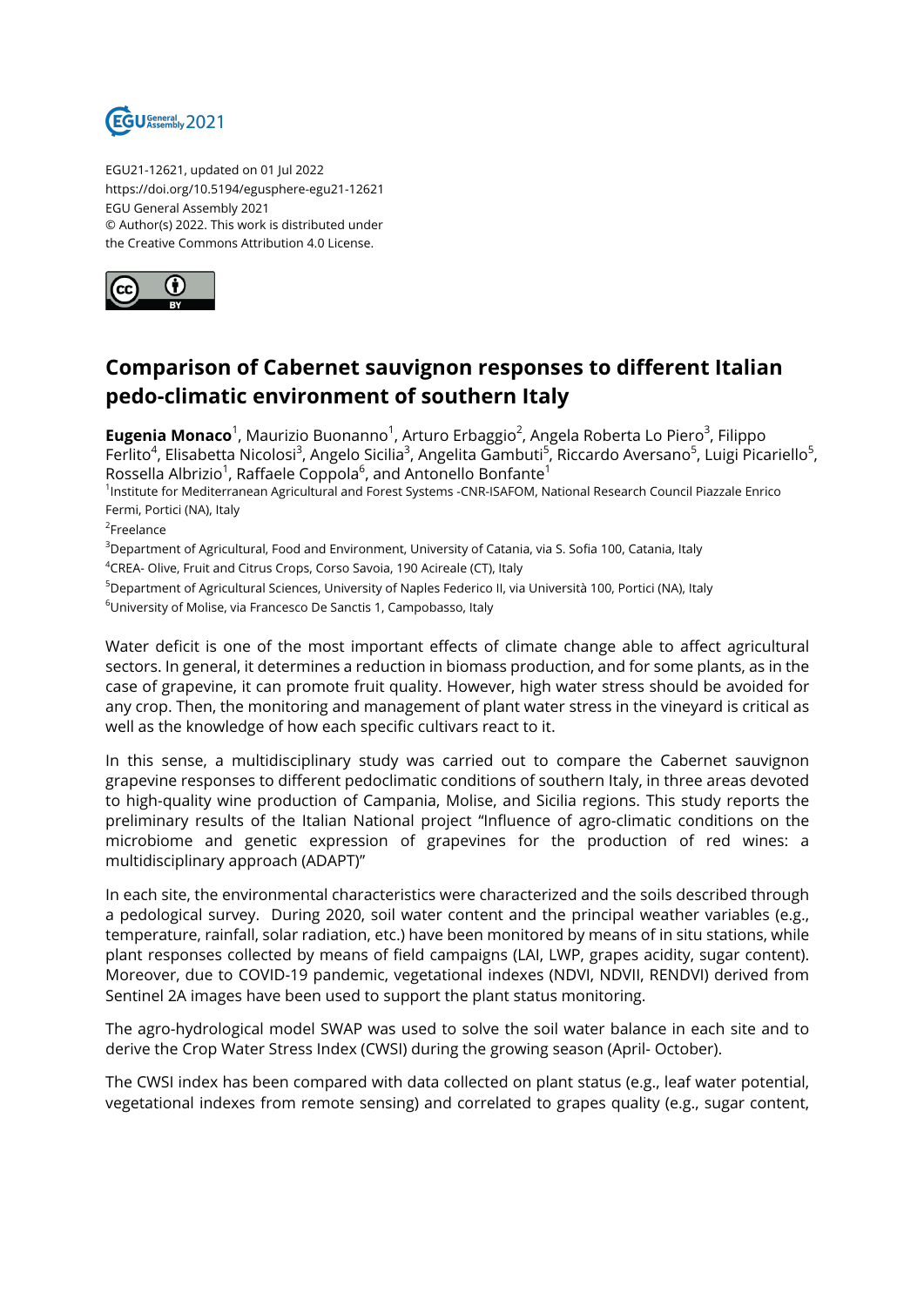EGU21-12621, updated on 01 Jul 2022
https://doi.org/10.5194/egusphere-egu21-12621
EGU General Assembly 2021
© Author(s) 2022. This work is distributed under
the Creative Commons Attribution 4.0 License.

# Comparison of Cabernet sauvignon responses to different Italian pedo-climatic environment of southern Italy

**Eugenia Monaco**[1], Maurizio Buonanno[1], Arturo Erbaggio[2], Angela Roberta Lo Piero[3], Filippo Ferlito[4], Elisabetta Nicolosi[3], Angelo Sicilia[3], Angelita Gambuti[5], Riccardo Aversano[5], Luigi Picariello[5], Rossella Albrizio[1], Raffaele Coppola[6], and Antonello Bonfante[1]

[1]Institute for Mediterranean Agricultural and Forest Systems -CNR-ISAFOM, National Research Council Piazzale Enrico Fermi, Portici (NA), Italy

[2]Freelance

[3]Department of Agricultural, Food and Environment, University of Catania, via S. Sofia 100, Catania, Italy

[4]CREA- Olive, Fruit and Citrus Crops, Corso Savoia, 190 Acireale (CT), Italy

[5]Department of Agricultural Sciences, University of Naples Federico II, via Università 100, Portici (NA), Italy

[6]University of Molise, via Francesco De Sanctis 1, Campobasso, Italy

Water deficit is one of the most important effects of climate change able to affect agricultural sectors. In general, it determines a reduction in biomass production, and for some plants, as in the case of grapevine, it can promote fruit quality. However, high water stress should be avoided for any crop. Then, the monitoring and management of plant water stress in the vineyard is critical as well as the knowledge of how each specific cultivars react to it.

In this sense, a multidisciplinary study was carried out to compare the Cabernet sauvignon grapevine responses to different pedoclimatic conditions of southern Italy, in three areas devoted to high-quality wine production of Campania, Molise, and Sicilia regions. This study reports the preliminary results of the Italian National project "Influence of agro-climatic conditions on the microbiome and genetic expression of grapevines for the production of red wines: a multidisciplinary approach (ADAPT)"

In each site, the environmental characteristics were characterized and the soils described through a pedological survey. During 2020, soil water content and the principal weather variables (e.g., temperature, rainfall, solar radiation, etc.) have been monitored by means of in situ stations, while plant responses collected by means of field campaigns (LAI, LWP, grapes acidity, sugar content). Moreover, due to COVID-19 pandemic, vegetational indexes (NDVI, NDVII, RENDVI) derived from Sentinel 2A images have been used to support the plant status monitoring.

The agro-hydrological model SWAP was used to solve the soil water balance in each site and to derive the Crop Water Stress Index (CWSI) during the growing season (April- October).

The CWSI index has been compared with data collected on plant status (e.g., leaf water potential, vegetational indexes from remote sensing) and correlated to grapes quality (e.g., sugar content,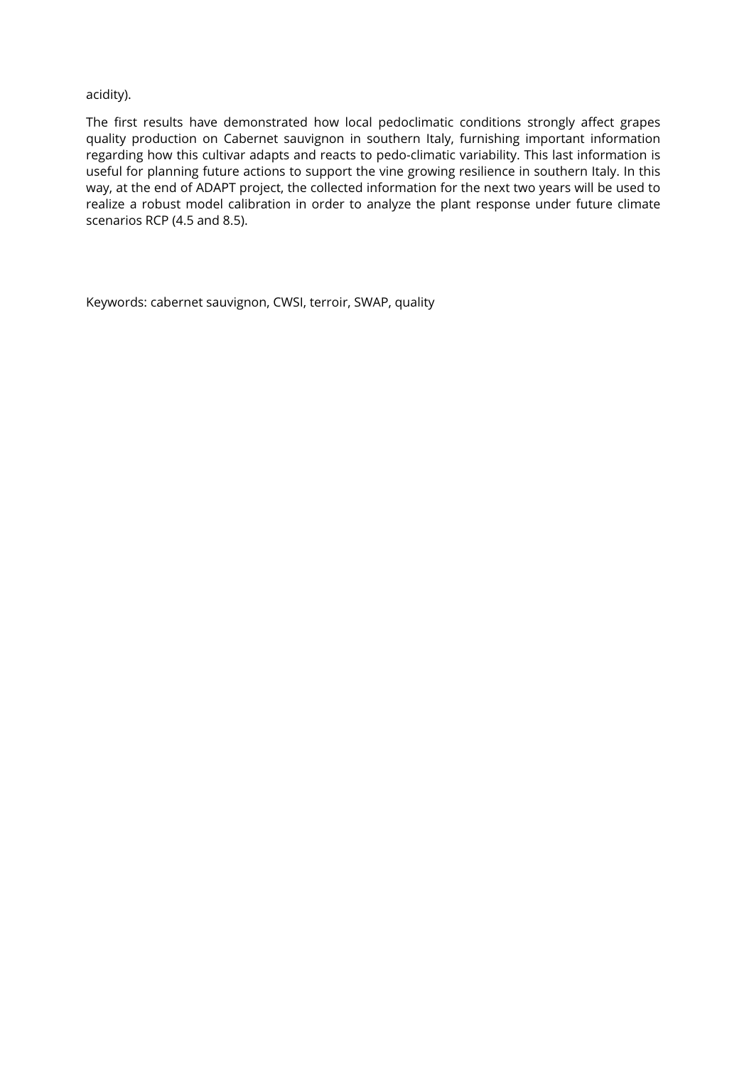acidity).

The first results have demonstrated how local pedoclimatic conditions strongly affect grapes quality production on Cabernet sauvignon in southern Italy, furnishing important information regarding how this cultivar adapts and reacts to pedo-climatic variability. This last information is useful for planning future actions to support the vine growing resilience in southern Italy. In this way, at the end of ADAPT project, the collected information for the next two years will be used to realize a robust model calibration in order to analyze the plant response under future climate scenarios RCP (4.5 and 8.5).

Keywords: cabernet sauvignon, CWSI, terroir, SWAP, quality